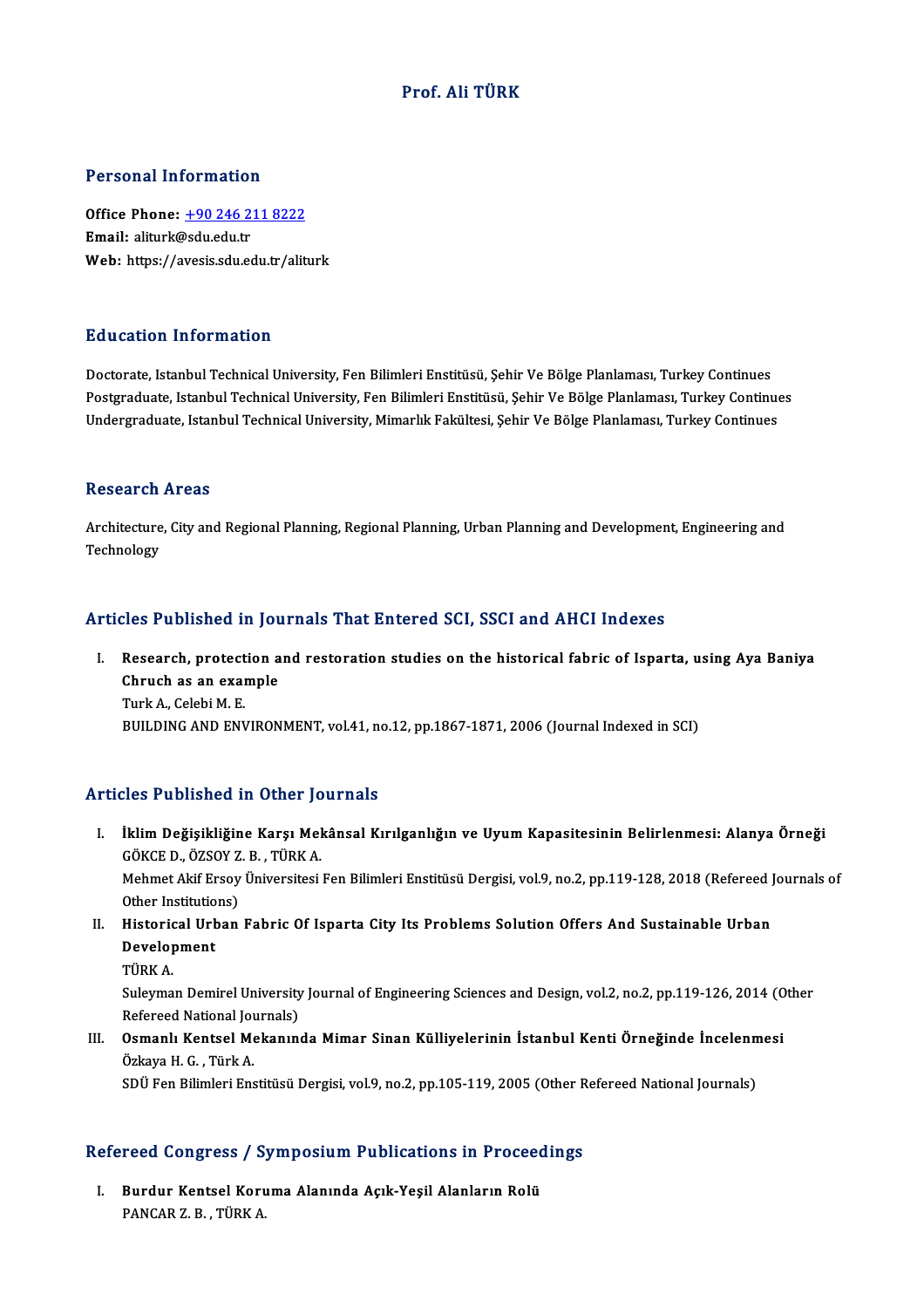# Prof. Ali TÜRK

## Personal Information

**Office Phone:** +90 246 211 8222
**Email:** aliturk@sdu.edu.tr
**Web:** https://avesis.sdu.edu.tr/aliturk

## Education Information

Doctorate, Istanbul Technical University, Fen Bilimleri Enstitüsü, Şehir Ve Bölge Planlaması, Turkey Continues
Postgraduate, Istanbul Technical University, Fen Bilimleri Enstitüsü, Şehir Ve Bölge Planlaması, Turkey Continues
Undergraduate, Istanbul Technical University, Mimarlık Fakültesi, Şehir Ve Bölge Planlaması, Turkey Continues

## Research Areas

Architecture, City and Regional Planning, Regional Planning, Urban Planning and Development, Engineering and Technology

## Articles Published in Journals That Entered SCI, SSCI and AHCI Indexes

I. **Research, protection and restoration studies on the historical fabric of Isparta, using Aya Baniya Chruch as an example**
Turk A., Celebi M. E.
BUILDING AND ENVIRONMENT, vol.41, no.12, pp.1867-1871, 2006 (Journal Indexed in SCI)

## Articles Published in Other Journals

I. **İklim Değişikliğine Karşı Mekânsal Kırılganlığın ve Uyum Kapasitesinin Belirlenmesi: Alanya Örneği**
GÖKCE D., ÖZSOY Z. B. , TÜRK A.
Mehmet Akif Ersoy Üniversitesi Fen Bilimleri Enstitüsü Dergisi, vol.9, no.2, pp.119-128, 2018 (Refereed Journals of Other Institutions)

II. **Historical Urban Fabric Of Isparta City Its Problems Solution Offers And Sustainable Urban Development**
TÜRK A.
Suleyman Demirel University Journal of Engineering Sciences and Design, vol.2, no.2, pp.119-126, 2014 (Other Refereed National Journals)

III. **Osmanlı Kentsel Mekanında Mimar Sinan Külliyelerinin İstanbul Kenti Örneğinde İncelenmesi**
Özkaya H. G. , Türk A.
SDÜ Fen Bilimleri Enstitüsü Dergisi, vol.9, no.2, pp.105-119, 2005 (Other Refereed National Journals)

## Refereed Congress / Symposium Publications in Proceedings

I. **Burdur Kentsel Koruma Alanında Açık-Yeşil Alanların Rolü**
PANCAR Z. B. , TÜRK A.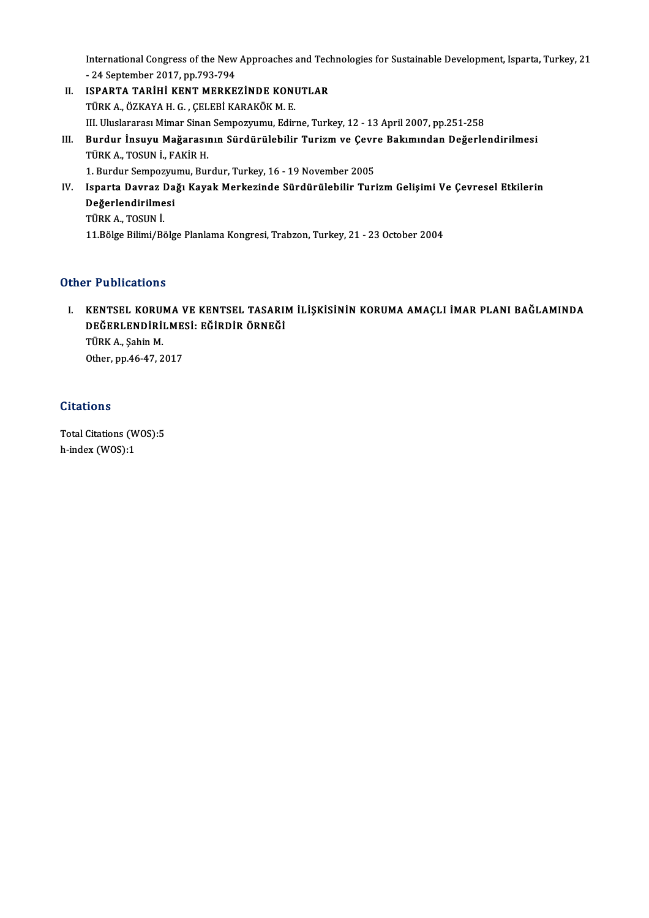International Congress of the New Approaches and Technologies for Sustainable Development, Isparta, Turkey, 21 - 24 September 2017, pp.793-794

II. **ISPARTA TARİHİ KENT MERKEZİNDE KONUTLAR**
TÜRK A., ÖZKAYA H. G. , ÇELEBİ KARAKÖK M. E.
III. Uluslararası Mimar Sinan Sempozyumu, Edirne, Turkey, 12 - 13 April 2007, pp.251-258

III. **Burdur İnsuyu Mağarasının Sürdürülebilir Turizm ve Çevre Bakımından Değerlendirilmesi**
TÜRK A., TOSUN İ., FAKİR H.
1. Burdur Sempozyumu, Burdur, Turkey, 16 - 19 November 2005

IV. **Isparta Davraz Dağı Kayak Merkezinde Sürdürülebilir Turizm Gelişimi Ve Çevresel Etkilerin Değerlendirilmesi**
TÜRK A., TOSUN İ.
11.Bölge Bilimi/Bölge Planlama Kongresi, Trabzon, Turkey, 21 - 23 October 2004

## Other Publications

I. **KENTSEL KORUMA VE KENTSEL TASARIM İLİŞKİSİNİN KORUMA AMAÇLI İMAR PLANI BAĞLAMINDA DEĞERLENDİRİLMESİ: EĞİRDİR ÖRNEĞİ**
TÜRK A., Şahin M.
Other, pp.46-47, 2017

## Citations

Total Citations (WOS):5
h-index (WOS):1